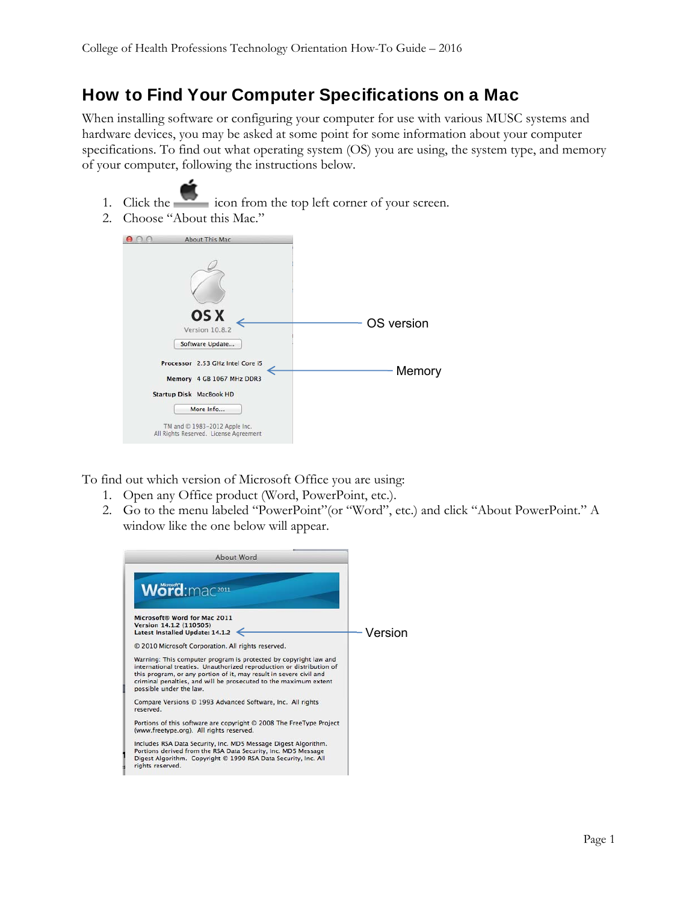# How to Find Your Computer Specifications on a Mac

When installing software or configuring your computer for use with various MUSC systems and hardware devices, you may be asked at some point for some information about your computer specifications. To find out what operating system (OS) you are using, the system type, and memory of your computer, following the instructions below.

1. Click the  icon from the top left corner of your screen.
2. Choose "About this Mac."

To find out which version of Microsoft Office you are using:

1. Open any Office product (Word, PowerPoint, etc.).
2. Go to the menu labeled "PowerPoint"(or "Word", etc.) and click "About PowerPoint." A window like the one below will appear.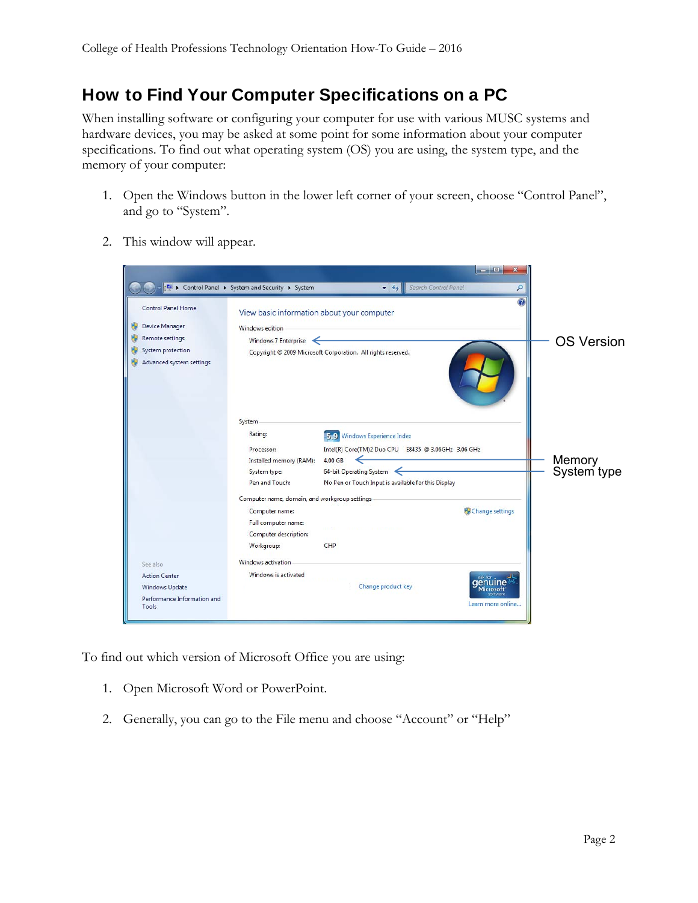## How to Find Your Computer Specifications on a PC

When installing software or configuring your computer for use with various MUSC systems and hardware devices, you may be asked at some point for some information about your computer specifications. To find out what operating system (OS) you are using, the system type, and the memory of your computer:

1. Open the Windows button in the lower left corner of your screen, choose "Control Panel", and go to "System".

2. This window will appear.

OS Version

Memory

System type

To find out which version of Microsoft Office you are using:

1. Open Microsoft Word or PowerPoint.

2. Generally, you can go to the File menu and choose "Account" or "Help"